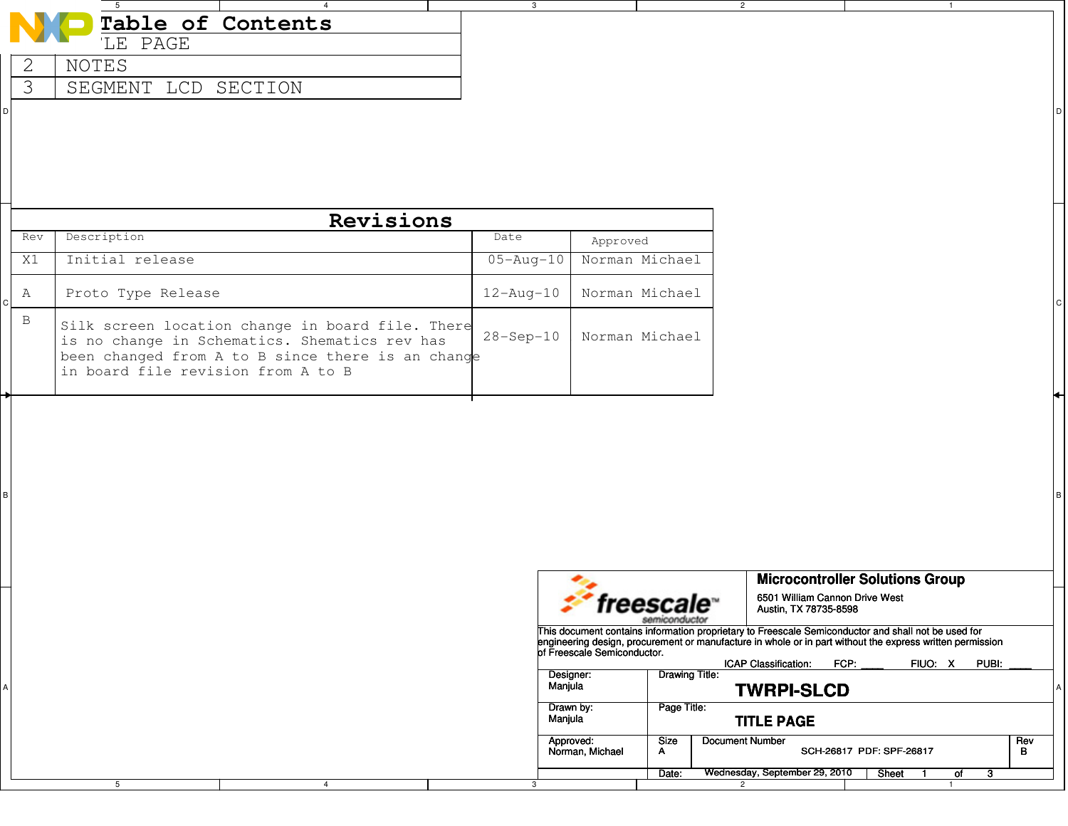# Table of Contents

| | |
|---|---|
| 1 | TITLE PAGE |
| 2 | NOTES |
| 3 | SEGMENT LCD SECTION |

## Revisions

| Rev | Description | Date | Approved |
|---|---|---|---|
| X1 | Initial release | 05-Aug-10 | Norman Michael |
| A | Proto Type Release | 12-Aug-10 | Norman Michael |
| B | Silk screen location change in board file. There is no change in Schematics. Shematics rev has been changed from A to B since there is an change in board file revision from A to B | 28-Sep-10 | Norman Michael |

**Microcontroller Solutions Group**
6501 William Cannon Drive West
Austin, TX 78735-8598

This document contains information proprietary to Freescale Semiconductor and shall not be used for engineering design, procurement or manufacture in whole or in part without the express written permission of Freescale Semiconductor.

ICAP Classification: FCP: ____ FIUO: X PUBI: ____

| | |
|---|---|
| Designer: Manjula | Drawing Title: **TWRPI-SLCD** |
| Drawn by: Manjula | Page Title: **TITLE PAGE** |
| Approved: Norman, Michael | Size: A — Document Number: SCH-26817 PDF: SPF-26817 — Rev: B |
| | Date: Wednesday, September 29, 2010 — Sheet 1 of 3 |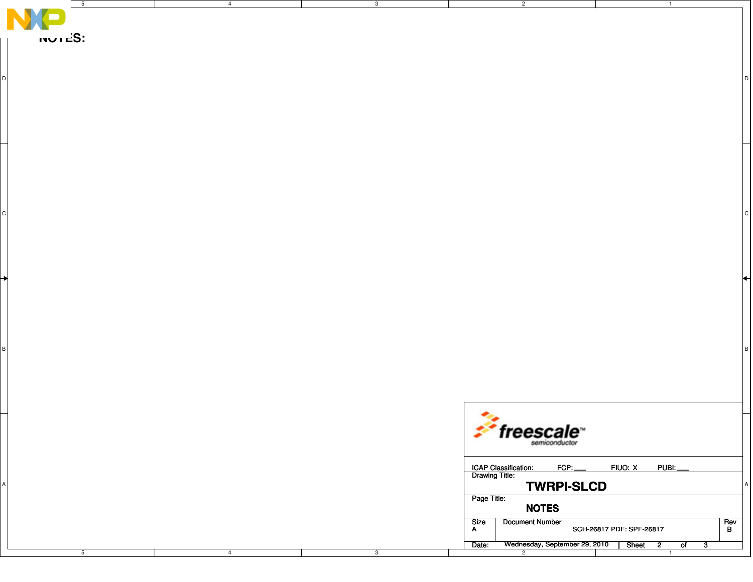# NOTES:

| | |
|---|---|
| ICAP Classification: | FCP: ___ FIUO: X PUBI: ___ |
| Drawing Title: | **TWRPI-SLCD** |
| Page Title: | **NOTES** |
| Size: A | Document Number: SCH-26817 PDF: SPF-26817 | Rev: B |
| Date: Wednesday, September 29, 2010 | Sheet 2 of 3 |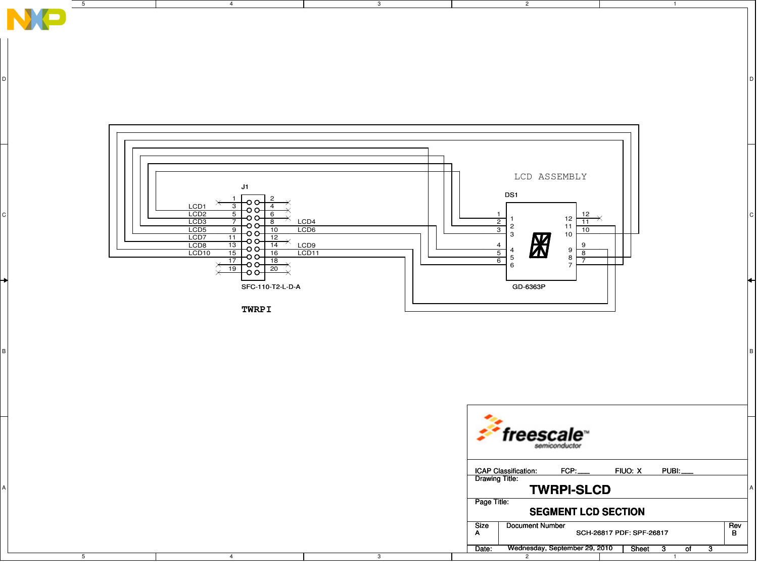LCD ASSEMBLY

J1

| Signal | Pin | Pin | Signal |
|---|---|---|---|
| | 1 | 2 | |
| LCD1 | 3 | 4 | |
| LCD2 | 5 | 6 | |
| LCD3 | 7 | 8 | LCD4 |
| LCD5 | 9 | 10 | LCD6 |
| LCD7 | 11 | 12 | |
| LCD8 | 13 | 14 | LCD9 |
| LCD10 | 15 | 16 | LCD11 |
| | 17 | 18 | |
| | 19 | 20 | |

SFC-110-T2-L-D-A

TWRPI

DS1

1 2 3 4 5 6 12 11 10 9 8 7

GD-6363P

ICAP Classification: FCP:___ FIUO: X PUBI:___

Drawing Title:

# TWRPI-SLCD

Page Title:

## SEGMENT LCD SECTION

| Size | Document Number | Rev |
|---|---|---|
| A | SCH-26817 PDF: SPF-26817 | B |

Date: Wednesday, September 29, 2010 Sheet 3 of 3